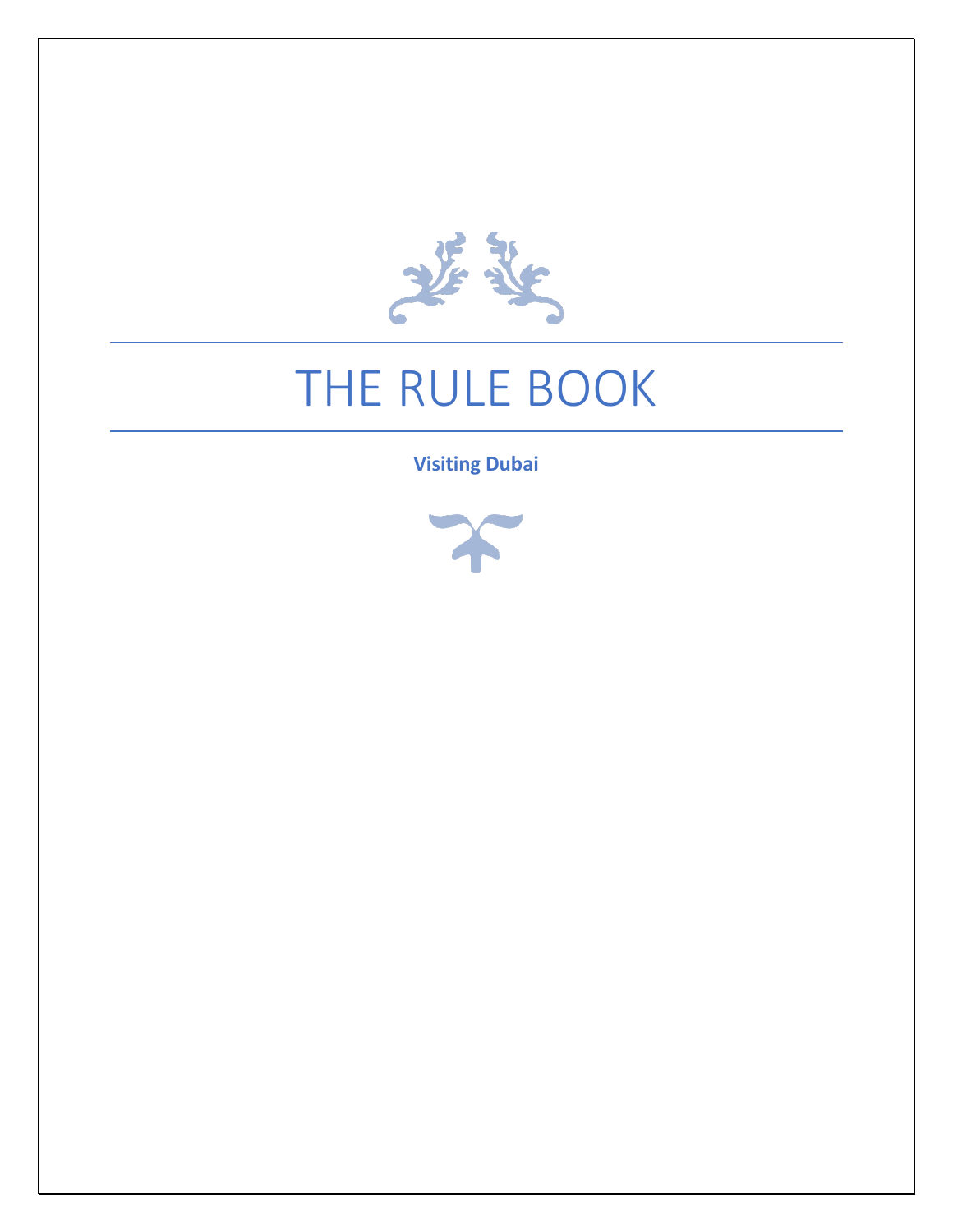# THE RULE BOOK

**Visiting Dubai**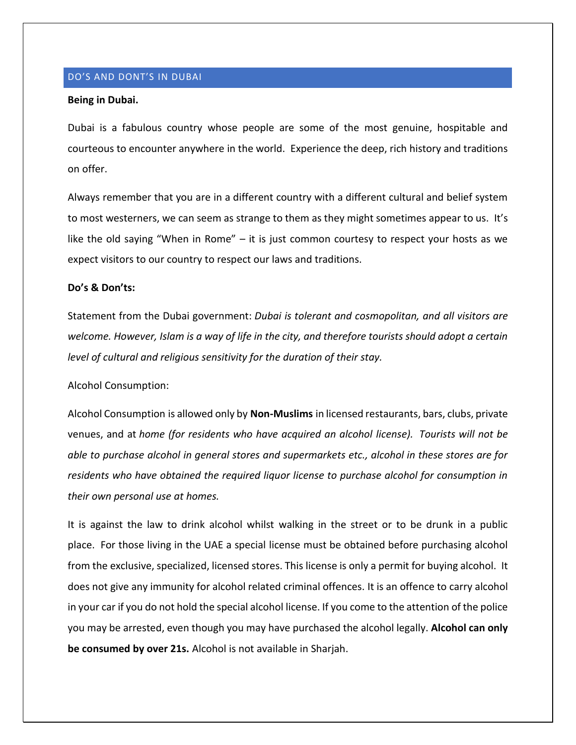## DO'S AND DONT'S IN DUBAI

**Being in Dubai.**

Dubai is a fabulous country whose people are some of the most genuine, hospitable and courteous to encounter anywhere in the world. Experience the deep, rich history and traditions on offer.

Always remember that you are in a different country with a different cultural and belief system to most westerners, we can seem as strange to them as they might sometimes appear to us. It's like the old saying "When in Rome" – it is just common courtesy to respect your hosts as we expect visitors to our country to respect our laws and traditions.

**Do's & Don'ts:**

Statement from the Dubai government: *Dubai is tolerant and cosmopolitan, and all visitors are welcome. However, Islam is a way of life in the city, and therefore tourists should adopt a certain level of cultural and religious sensitivity for the duration of their stay.*

Alcohol Consumption:

Alcohol Consumption is allowed only by **Non-Muslims** in licensed restaurants, bars, clubs, private venues, and at *home (for residents who have acquired an alcohol license). Tourists will not be able to purchase alcohol in general stores and supermarkets etc., alcohol in these stores are for residents who have obtained the required liquor license to purchase alcohol for consumption in their own personal use at homes.*

It is against the law to drink alcohol whilst walking in the street or to be drunk in a public place. For those living in the UAE a special license must be obtained before purchasing alcohol from the exclusive, specialized, licensed stores. This license is only a permit for buying alcohol. It does not give any immunity for alcohol related criminal offences. It is an offence to carry alcohol in your car if you do not hold the special alcohol license. If you come to the attention of the police you may be arrested, even though you may have purchased the alcohol legally. **Alcohol can only be consumed by over 21s.** Alcohol is not available in Sharjah.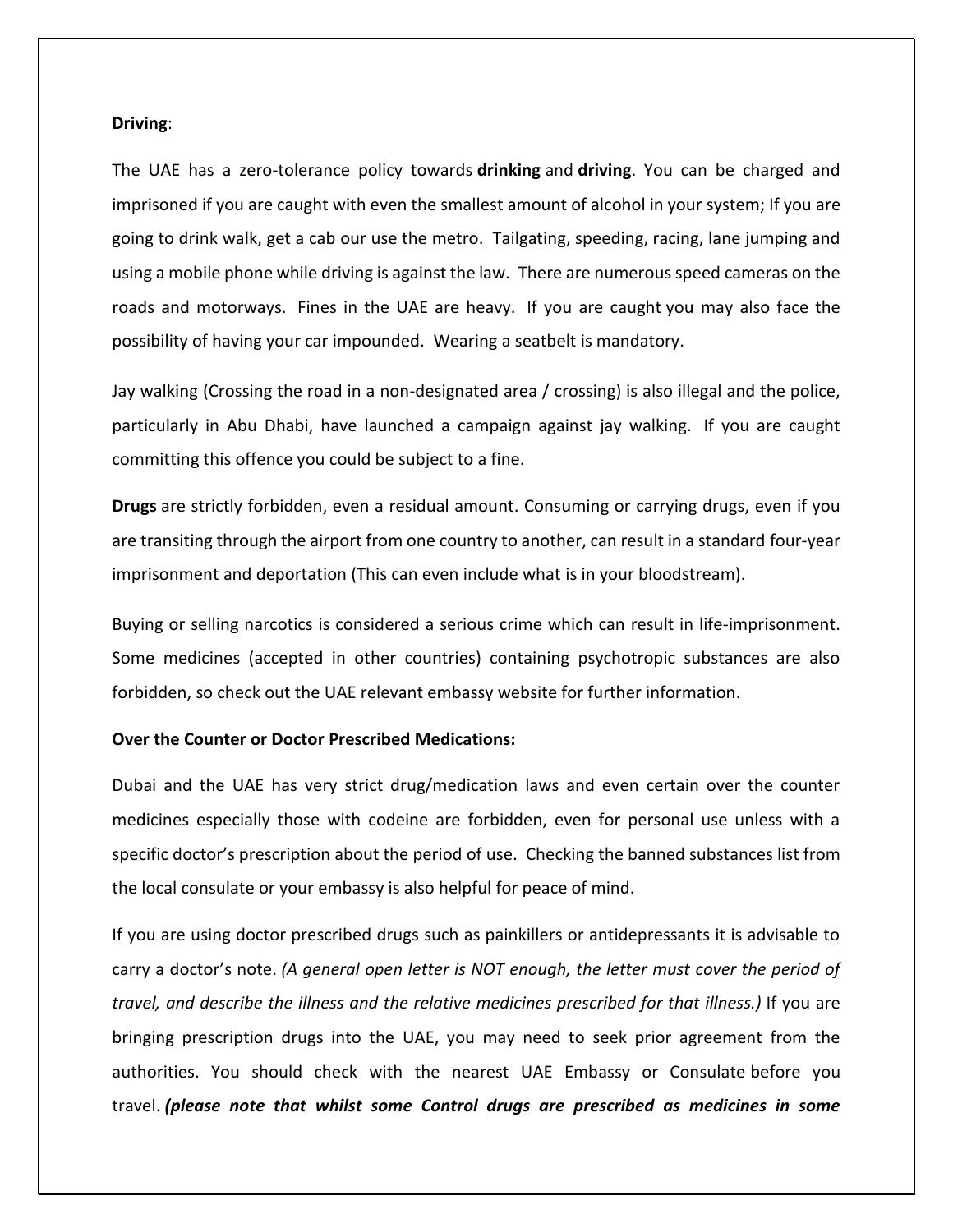**Driving**:

The UAE has a zero-tolerance policy towards **drinking** and **driving**. You can be charged and imprisoned if you are caught with even the smallest amount of alcohol in your system; If you are going to drink walk, get a cab our use the metro. Tailgating, speeding, racing, lane jumping and using a mobile phone while driving is against the law. There are numerous speed cameras on the roads and motorways. Fines in the UAE are heavy. If you are caught you may also face the possibility of having your car impounded. Wearing a seatbelt is mandatory.

Jay walking (Crossing the road in a non-designated area / crossing) is also illegal and the police, particularly in Abu Dhabi, have launched a campaign against jay walking. If you are caught committing this offence you could be subject to a fine.

**Drugs** are strictly forbidden, even a residual amount. Consuming or carrying drugs, even if you are transiting through the airport from one country to another, can result in a standard four-year imprisonment and deportation (This can even include what is in your bloodstream).

Buying or selling narcotics is considered a serious crime which can result in life-imprisonment. Some medicines (accepted in other countries) containing psychotropic substances are also forbidden, so check out the UAE relevant embassy website for further information.

**Over the Counter or Doctor Prescribed Medications:**

Dubai and the UAE has very strict drug/medication laws and even certain over the counter medicines especially those with codeine are forbidden, even for personal use unless with a specific doctor's prescription about the period of use. Checking the banned substances list from the local consulate or your embassy is also helpful for peace of mind.

If you are using doctor prescribed drugs such as painkillers or antidepressants it is advisable to carry a doctor's note. *(A general open letter is NOT enough, the letter must cover the period of travel, and describe the illness and the relative medicines prescribed for that illness.)* If you are bringing prescription drugs into the UAE, you may need to seek prior agreement from the authorities. You should check with the nearest UAE Embassy or Consulate before you travel. ***(please note that whilst some Control drugs are prescribed as medicines in some***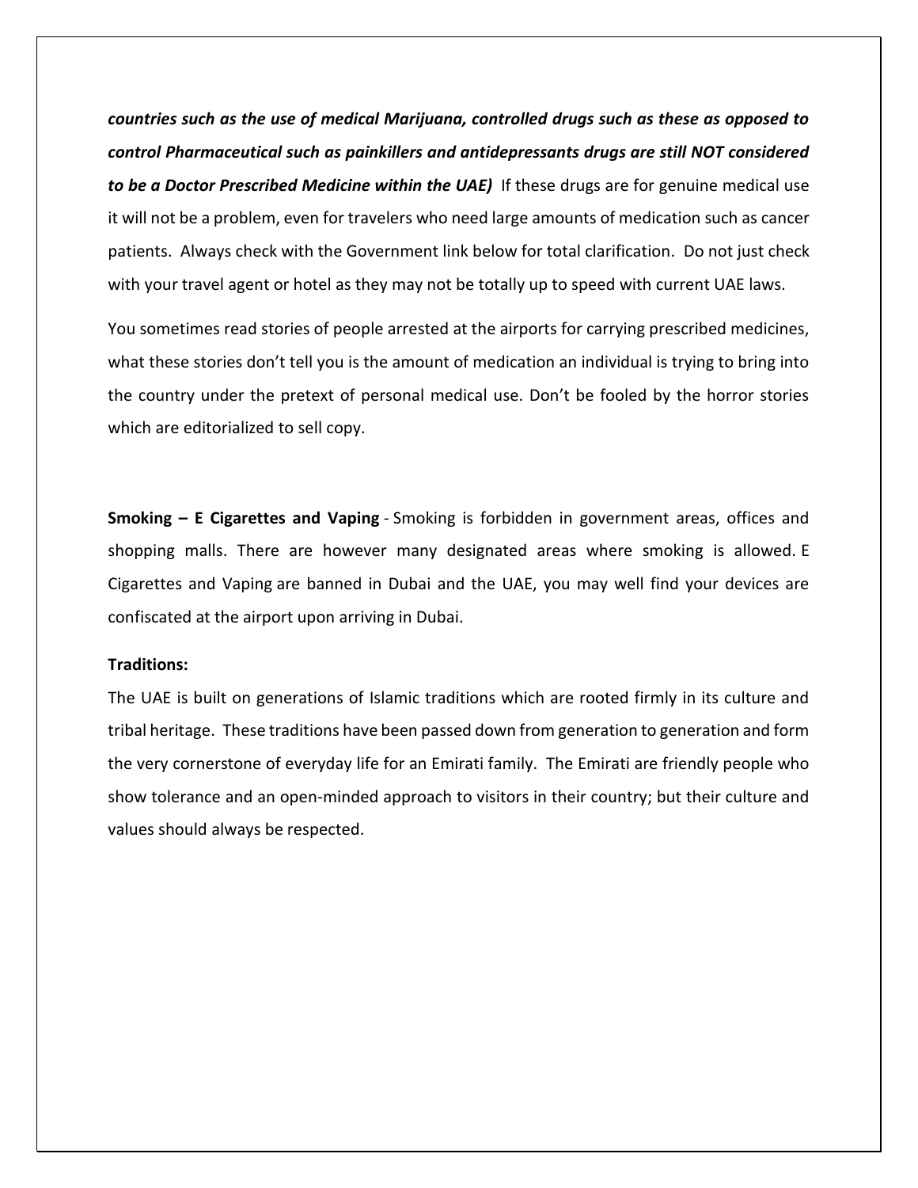***countries such as the use of medical Marijuana, controlled drugs such as these as opposed to control Pharmaceutical such as painkillers and antidepressants drugs are still NOT considered to be a Doctor Prescribed Medicine within the UAE)*** If these drugs are for genuine medical use it will not be a problem, even for travelers who need large amounts of medication such as cancer patients. Always check with the Government link below for total clarification. Do not just check with your travel agent or hotel as they may not be totally up to speed with current UAE laws.

You sometimes read stories of people arrested at the airports for carrying prescribed medicines, what these stories don't tell you is the amount of medication an individual is trying to bring into the country under the pretext of personal medical use. Don't be fooled by the horror stories which are editorialized to sell copy.

**Smoking – E Cigarettes and Vaping** - Smoking is forbidden in government areas, offices and shopping malls. There are however many designated areas where smoking is allowed. E Cigarettes and Vaping are banned in Dubai and the UAE, you may well find your devices are confiscated at the airport upon arriving in Dubai.

**Traditions:**

The UAE is built on generations of Islamic traditions which are rooted firmly in its culture and tribal heritage. These traditions have been passed down from generation to generation and form the very cornerstone of everyday life for an Emirati family. The Emirati are friendly people who show tolerance and an open-minded approach to visitors in their country; but their culture and values should always be respected.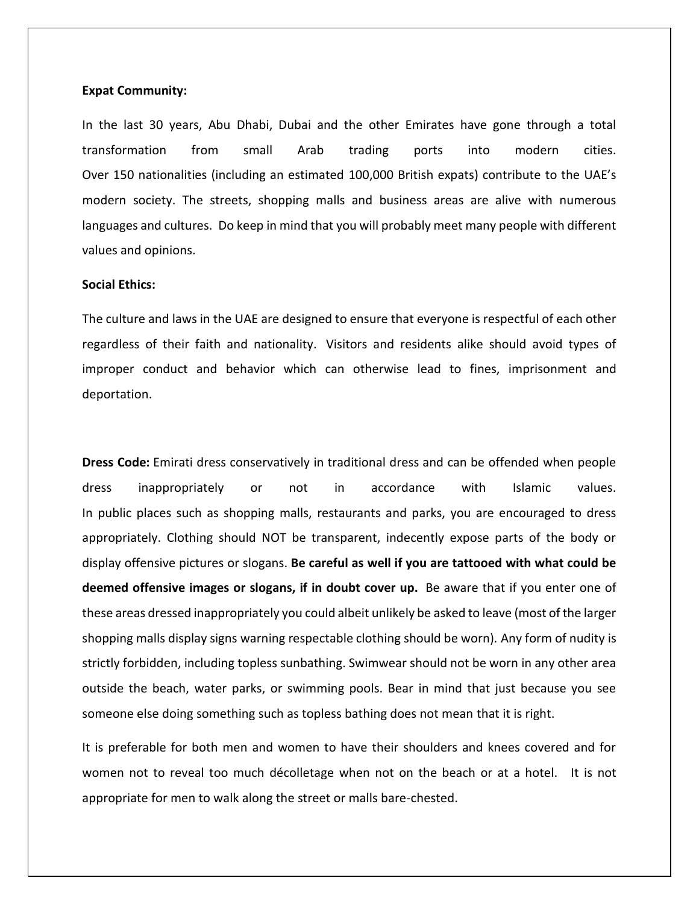**Expat Community:**

In the last 30 years, Abu Dhabi, Dubai and the other Emirates have gone through a total transformation from small Arab trading ports into modern cities. Over 150 nationalities (including an estimated 100,000 British expats) contribute to the UAE's modern society. The streets, shopping malls and business areas are alive with numerous languages and cultures. Do keep in mind that you will probably meet many people with different values and opinions.

**Social Ethics:**

The culture and laws in the UAE are designed to ensure that everyone is respectful of each other regardless of their faith and nationality. Visitors and residents alike should avoid types of improper conduct and behavior which can otherwise lead to fines, imprisonment and deportation.

**Dress Code:** Emirati dress conservatively in traditional dress and can be offended when people dress inappropriately or not in accordance with Islamic values. In public places such as shopping malls, restaurants and parks, you are encouraged to dress appropriately. Clothing should NOT be transparent, indecently expose parts of the body or display offensive pictures or slogans. **Be careful as well if you are tattooed with what could be deemed offensive images or slogans, if in doubt cover up.** Be aware that if you enter one of these areas dressed inappropriately you could albeit unlikely be asked to leave (most of the larger shopping malls display signs warning respectable clothing should be worn). Any form of nudity is strictly forbidden, including topless sunbathing. Swimwear should not be worn in any other area outside the beach, water parks, or swimming pools. Bear in mind that just because you see someone else doing something such as topless bathing does not mean that it is right.

It is preferable for both men and women to have their shoulders and knees covered and for women not to reveal too much décolletage when not on the beach or at a hotel. It is not appropriate for men to walk along the street or malls bare-chested.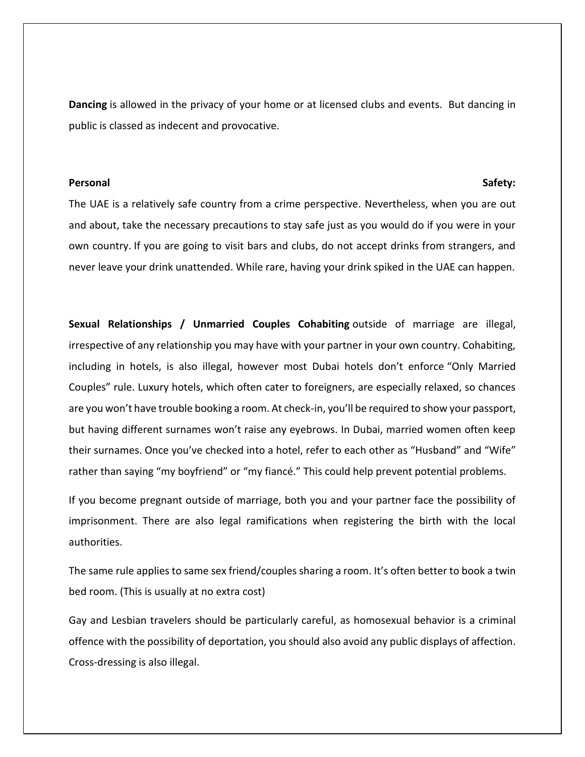**Dancing** is allowed in the privacy of your home or at licensed clubs and events.  But dancing in public is classed as indecent and provocative.

**Personal Safety:**

The UAE is a relatively safe country from a crime perspective. Nevertheless, when you are out and about, take the necessary precautions to stay safe just as you would do if you were in your own country. If you are going to visit bars and clubs, do not accept drinks from strangers, and never leave your drink unattended. While rare, having your drink spiked in the UAE can happen.

**Sexual Relationships / Unmarried Couples Cohabiting** outside of marriage are illegal, irrespective of any relationship you may have with your partner in your own country. Cohabiting, including in hotels, is also illegal, however most Dubai hotels don't enforce "Only Married Couples" rule. Luxury hotels, which often cater to foreigners, are especially relaxed, so chances are you won't have trouble booking a room. At check-in, you'll be required to show your passport, but having different surnames won't raise any eyebrows. In Dubai, married women often keep their surnames. Once you've checked into a hotel, refer to each other as "Husband" and "Wife" rather than saying "my boyfriend" or "my fiancé." This could help prevent potential problems.

If you become pregnant outside of marriage, both you and your partner face the possibility of imprisonment. There are also legal ramifications when registering the birth with the local authorities.

The same rule applies to same sex friend/couples sharing a room. It's often better to book a twin bed room. (This is usually at no extra cost)

Gay and Lesbian travelers should be particularly careful, as homosexual behavior is a criminal offence with the possibility of deportation, you should also avoid any public displays of affection. Cross-dressing is also illegal.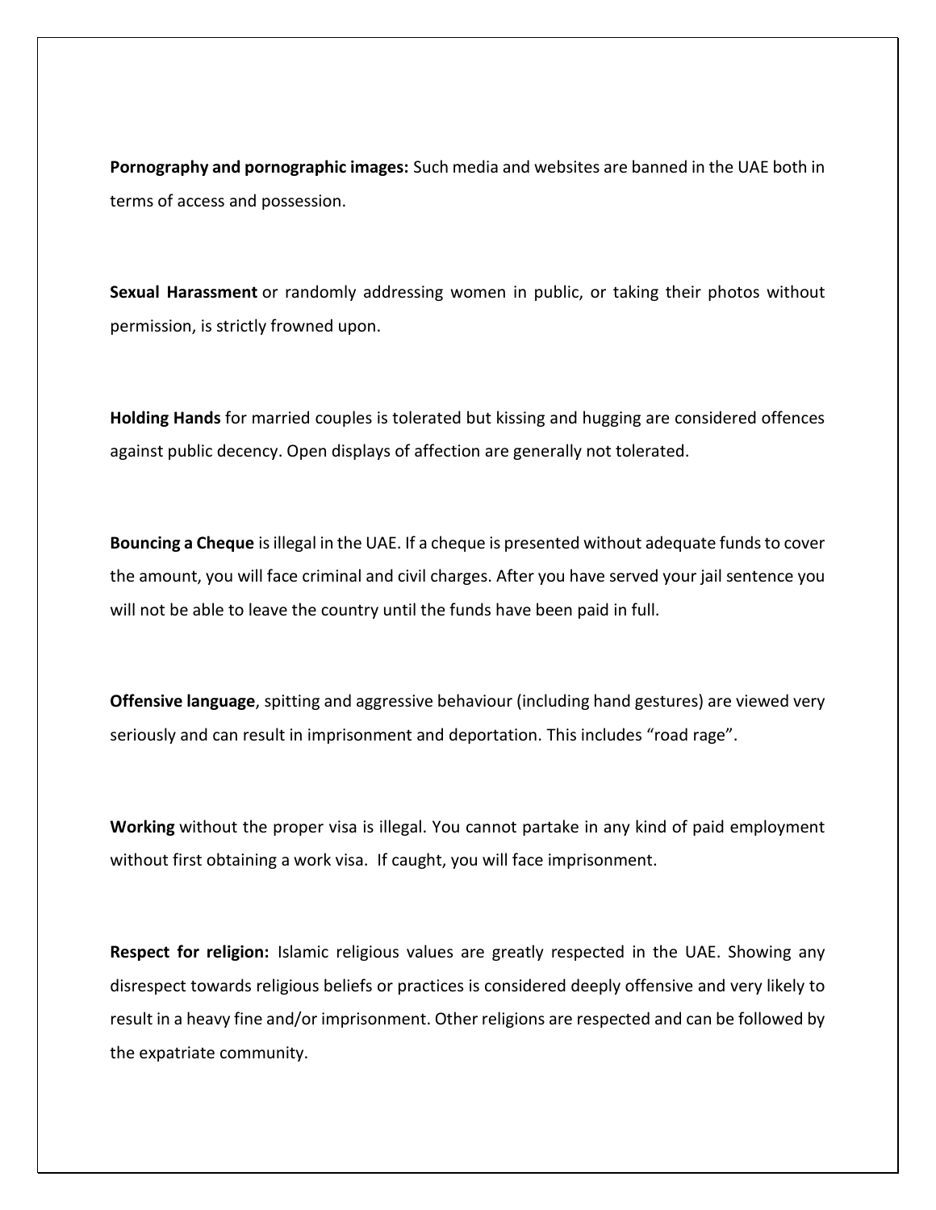**Pornography and pornographic images:** Such media and websites are banned in the UAE both in terms of access and possession.

**Sexual Harassment** or randomly addressing women in public, or taking their photos without permission, is strictly frowned upon.

**Holding Hands** for married couples is tolerated but kissing and hugging are considered offences against public decency. Open displays of affection are generally not tolerated.

**Bouncing a Cheque** is illegal in the UAE. If a cheque is presented without adequate funds to cover the amount, you will face criminal and civil charges. After you have served your jail sentence you will not be able to leave the country until the funds have been paid in full.

**Offensive language**, spitting and aggressive behaviour (including hand gestures) are viewed very seriously and can result in imprisonment and deportation. This includes "road rage".

**Working** without the proper visa is illegal. You cannot partake in any kind of paid employment without first obtaining a work visa. If caught, you will face imprisonment.

**Respect for religion:** Islamic religious values are greatly respected in the UAE. Showing any disrespect towards religious beliefs or practices is considered deeply offensive and very likely to result in a heavy fine and/or imprisonment. Other religions are respected and can be followed by the expatriate community.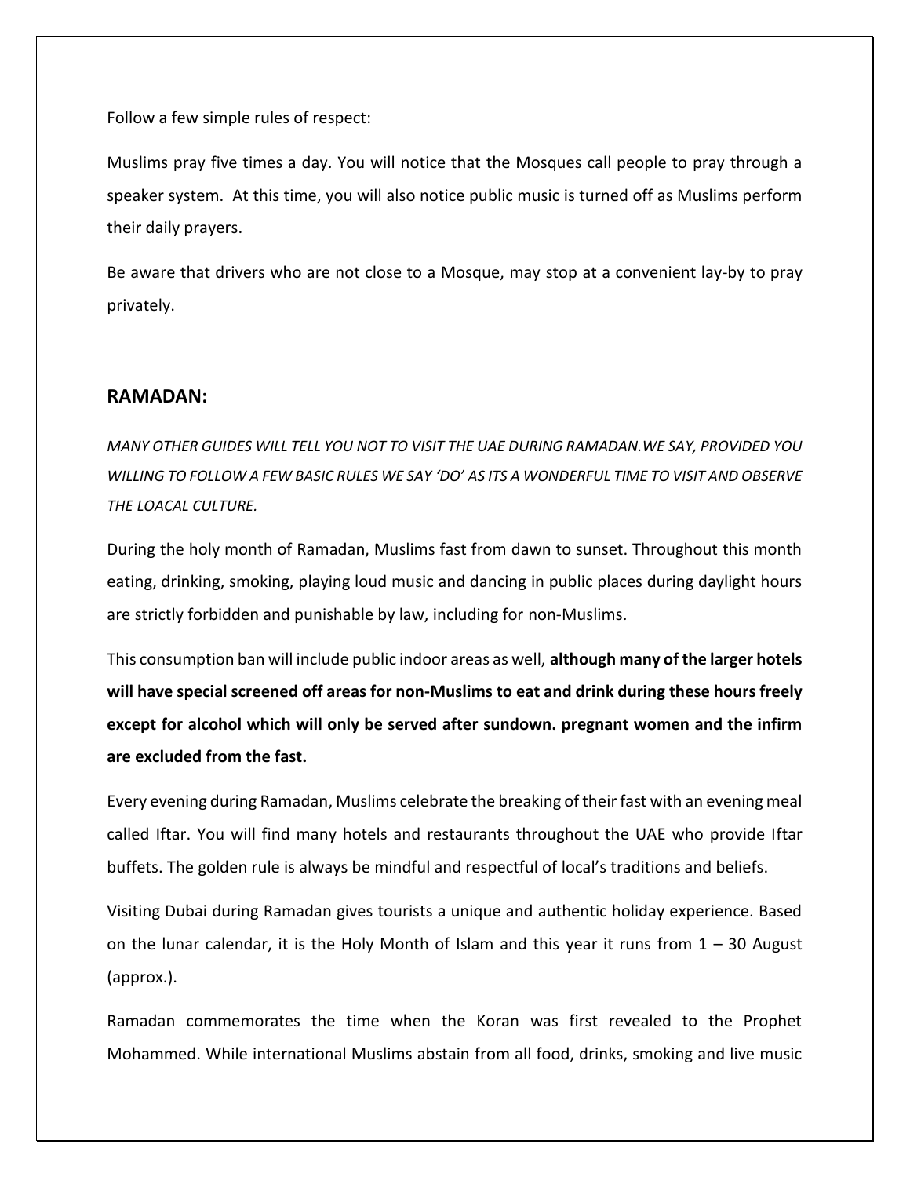Follow a few simple rules of respect:

Muslims pray five times a day. You will notice that the Mosques call people to pray through a speaker system. At this time, you will also notice public music is turned off as Muslims perform their daily prayers.

Be aware that drivers who are not close to a Mosque, may stop at a convenient lay-by to pray privately.

## RAMADAN:

*MANY OTHER GUIDES WILL TELL YOU NOT TO VISIT THE UAE DURING RAMADAN.WE SAY, PROVIDED YOU WILLING TO FOLLOW A FEW BASIC RULES WE SAY 'DO' AS ITS A WONDERFUL TIME TO VISIT AND OBSERVE THE LOACAL CULTURE.*

During the holy month of Ramadan, Muslims fast from dawn to sunset. Throughout this month eating, drinking, smoking, playing loud music and dancing in public places during daylight hours are strictly forbidden and punishable by law, including for non-Muslims.

This consumption ban will include public indoor areas as well, **although many of the larger hotels will have special screened off areas for non-Muslims to eat and drink during these hours freely except for alcohol which will only be served after sundown. pregnant women and the infirm are excluded from the fast.**

Every evening during Ramadan, Muslims celebrate the breaking of their fast with an evening meal called Iftar. You will find many hotels and restaurants throughout the UAE who provide Iftar buffets. The golden rule is always be mindful and respectful of local's traditions and beliefs.

Visiting Dubai during Ramadan gives tourists a unique and authentic holiday experience. Based on the lunar calendar, it is the Holy Month of Islam and this year it runs from 1 – 30 August (approx.).

Ramadan commemorates the time when the Koran was first revealed to the Prophet Mohammed. While international Muslims abstain from all food, drinks, smoking and live music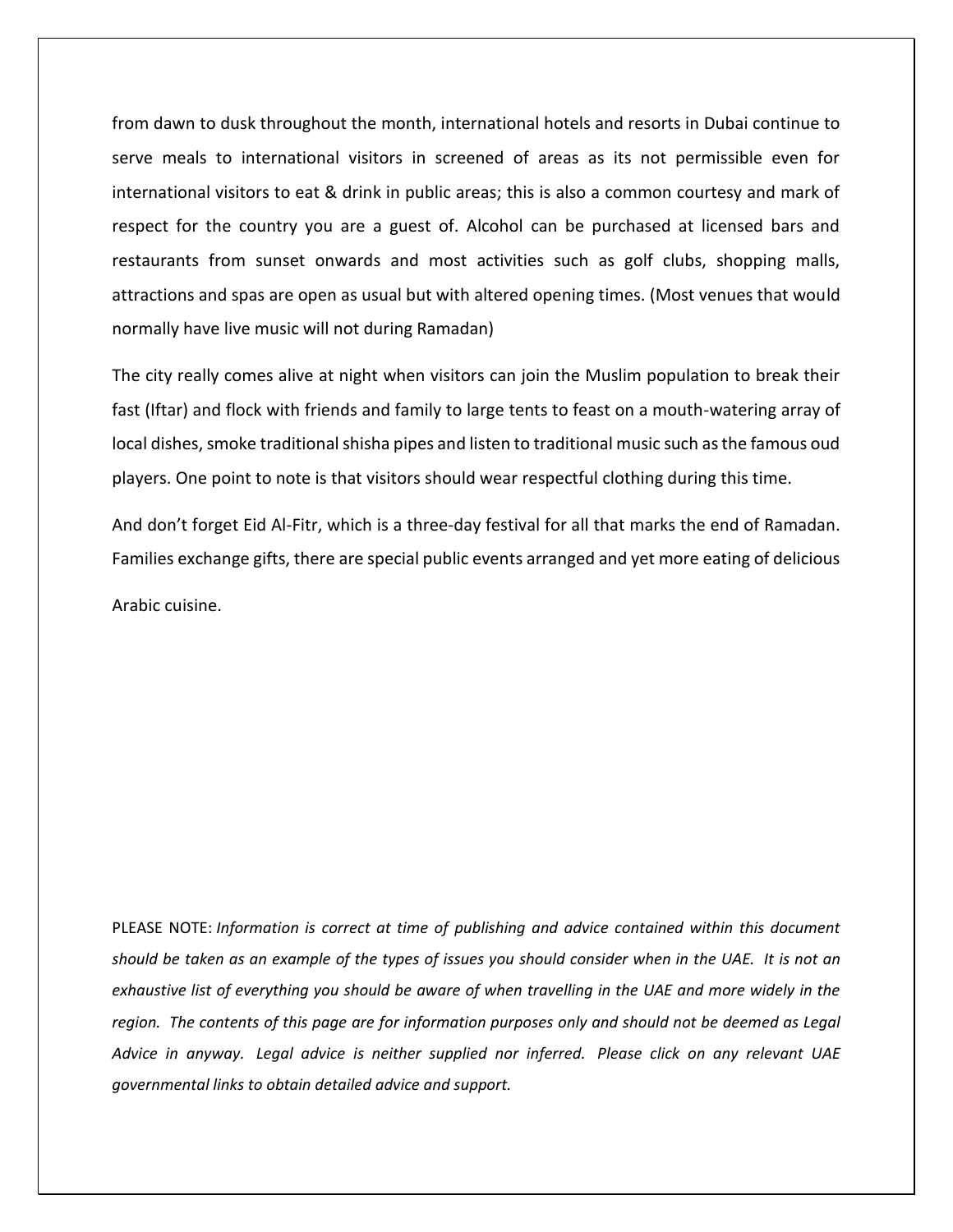from dawn to dusk throughout the month, international hotels and resorts in Dubai continue to serve meals to international visitors in screened of areas as its not permissible even for international visitors to eat & drink in public areas; this is also a common courtesy and mark of respect for the country you are a guest of. Alcohol can be purchased at licensed bars and restaurants from sunset onwards and most activities such as golf clubs, shopping malls, attractions and spas are open as usual but with altered opening times. (Most venues that would normally have live music will not during Ramadan)

The city really comes alive at night when visitors can join the Muslim population to break their fast (Iftar) and flock with friends and family to large tents to feast on a mouth-watering array of local dishes, smoke traditional shisha pipes and listen to traditional music such as the famous oud players. One point to note is that visitors should wear respectful clothing during this time.

And don't forget Eid Al-Fitr, which is a three-day festival for all that marks the end of Ramadan. Families exchange gifts, there are special public events arranged and yet more eating of delicious Arabic cuisine.

PLEASE NOTE: *Information is correct at time of publishing and advice contained within this document should be taken as an example of the types of issues you should consider when in the UAE. It is not an exhaustive list of everything you should be aware of when travelling in the UAE and more widely in the region. The contents of this page are for information purposes only and should not be deemed as Legal Advice in anyway. Legal advice is neither supplied nor inferred. Please click on any relevant UAE governmental links to obtain detailed advice and support.*